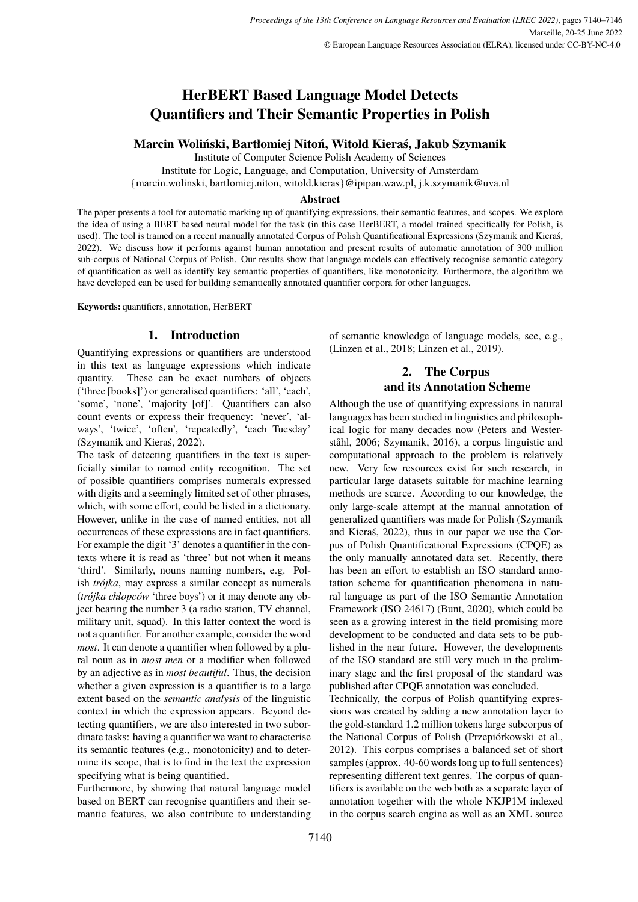# HerBERT Based Language Model Detects Quantifiers and Their Semantic Properties in Polish

**Marcin Woliński, Bartłomiej Nitoń, Witold Kieraś, Jakub Szymanik**

Institute of Computer Science Polish Academy of Sciences
Institute for Logic, Language, and Computation, University of Amsterdam
{marcin.wolinski, bartlomiej.niton, witold.kieras}@ipipan.waw.pl, j.k.szymanik@uva.nl

### Abstract

The paper presents a tool for automatic marking up of quantifying expressions, their semantic features, and scopes. We explore the idea of using a BERT based neural model for the task (in this case HerBERT, a model trained specifically for Polish, is used). The tool is trained on a recent manually annotated Corpus of Polish Quantificational Expressions (Szymanik and Kieraś, 2022). We discuss how it performs against human annotation and present results of automatic annotation of 300 million sub-corpus of National Corpus of Polish. Our results show that language models can effectively recognise semantic category of quantification as well as identify key semantic properties of quantifiers, like monotonicity. Furthermore, the algorithm we have developed can be used for building semantically annotated quantifier corpora for other languages.

**Keywords:** quantifiers, annotation, HerBERT

## 1. Introduction

Quantifying expressions or quantifiers are understood in this text as language expressions which indicate quantity. These can be exact numbers of objects ('three [books]') or generalised quantifiers: 'all', 'each', 'some', 'none', 'majority [of]'. Quantifiers can also count events or express their frequency: 'never', 'always', 'twice', 'often', 'repeatedly', 'each Tuesday' (Szymanik and Kieraś, 2022).

The task of detecting quantifiers in the text is superficially similar to named entity recognition. The set of possible quantifiers comprises numerals expressed with digits and a seemingly limited set of other phrases, which, with some effort, could be listed in a dictionary. However, unlike in the case of named entities, not all occurrences of these expressions are in fact quantifiers. For example the digit '3' denotes a quantifier in the contexts where it is read as 'three' but not when it means 'third'. Similarly, nouns naming numbers, e.g. Polish *trójka*, may express a similar concept as numerals (*trójka chłopców* 'three boys') or it may denote any object bearing the number 3 (a radio station, TV channel, military unit, squad). In this latter context the word is not a quantifier. For another example, consider the word *most*. It can denote a quantifier when followed by a plural noun as in *most men* or a modifier when followed by an adjective as in *most beautiful*. Thus, the decision whether a given expression is a quantifier is to a large extent based on the *semantic analysis* of the linguistic context in which the expression appears. Beyond detecting quantifiers, we are also interested in two subordinate tasks: having a quantifier we want to characterise its semantic features (e.g., monotonicity) and to determine its scope, that is to find in the text the expression specifying what is being quantified.

Furthermore, by showing that natural language model based on BERT can recognise quantifiers and their semantic features, we also contribute to understanding of semantic knowledge of language models, see, e.g., (Linzen et al., 2018; Linzen et al., 2019).

## 2. The Corpus and its Annotation Scheme

Although the use of quantifying expressions in natural languages has been studied in linguistics and philosophical logic for many decades now (Peters and Westerståhl, 2006; Szymanik, 2016), a corpus linguistic and computational approach to the problem is relatively new. Very few resources exist for such research, in particular large datasets suitable for machine learning methods are scarce. According to our knowledge, the only large-scale attempt at the manual annotation of generalized quantifiers was made for Polish (Szymanik and Kieraś, 2022), thus in our paper we use the Corpus of Polish Quantificational Expressions (CPQE) as the only manually annotated data set. Recently, there has been an effort to establish an ISO standard annotation scheme for quantification phenomena in natural language as part of the ISO Semantic Annotation Framework (ISO 24617) (Bunt, 2020), which could be seen as a growing interest in the field promising more development to be conducted and data sets to be published in the near future. However, the developments of the ISO standard are still very much in the preliminary stage and the first proposal of the standard was published after CPQE annotation was concluded.

Technically, the corpus of Polish quantifying expressions was created by adding a new annotation layer to the gold-standard 1.2 million tokens large subcorpus of the National Corpus of Polish (Przepiórkowski et al., 2012). This corpus comprises a balanced set of short samples (approx. 40-60 words long up to full sentences) representing different text genres. The corpus of quantifiers is available on the web both as a separate layer of annotation together with the whole NKJP1M indexed in the corpus search engine as well as an XML source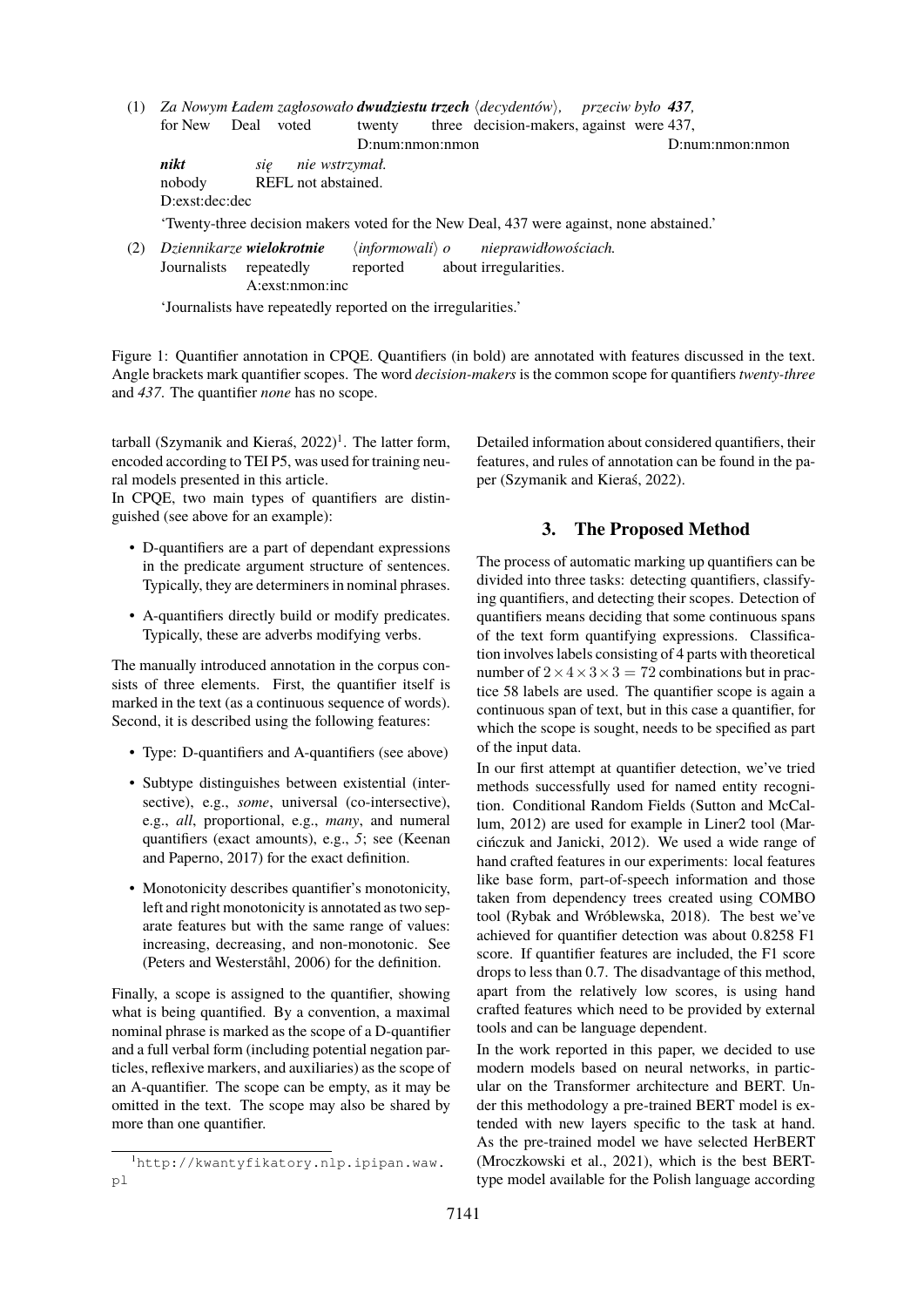(1) *Za Nowym Ładem zagłosowało* ***dwudziestu trzech*** *⟨decydentów⟩, przeciw było* ***437****,*
for New Deal voted twenty three decision-makers, against were 437,
D:num:nmon:nmon D:num:nmon:nmon

***nikt*** *się nie wstrzymał.*
nobody REFL not abstained.
D:exst:dec:dec

'Twenty-three decision makers voted for the New Deal, 437 were against, none abstained.'

(2) *Dziennikarze* ***wielokrotnie*** *⟨informowali⟩ o nieprawidłowościach.*
Journalists repeatedly reported about irregularities.
A:exst:nmon:inc

'Journalists have repeatedly reported on the irregularities.'

Figure 1: Quantifier annotation in CPQE. Quantifiers (in bold) are annotated with features discussed in the text. Angle brackets mark quantifier scopes. The word *decision-makers* is the common scope for quantifiers *twenty-three* and *437*. The quantifier *none* has no scope.

tarball (Szymanik and Kieraś, 2022)[1]. The latter form, encoded according to TEI P5, was used for training neural models presented in this article.
In CPQE, two main types of quantifiers are distinguished (see above for an example):

- D-quantifiers are a part of dependant expressions in the predicate argument structure of sentences. Typically, they are determiners in nominal phrases.
- A-quantifiers directly build or modify predicates. Typically, these are adverbs modifying verbs.

The manually introduced annotation in the corpus consists of three elements. First, the quantifier itself is marked in the text (as a continuous sequence of words). Second, it is described using the following features:

- Type: D-quantifiers and A-quantifiers (see above)
- Subtype distinguishes between existential (intersective), e.g., *some*, universal (co-intersective), e.g., *all*, proportional, e.g., *many*, and numeral quantifiers (exact amounts), e.g., *5*; see (Keenan and Paperno, 2017) for the exact definition.
- Monotonicity describes quantifier's monotonicity, left and right monotonicity is annotated as two separate features but with the same range of values: increasing, decreasing, and non-monotonic. See (Peters and Westerståhl, 2006) for the definition.

Finally, a scope is assigned to the quantifier, showing what is being quantified. By a convention, a maximal nominal phrase is marked as the scope of a D-quantifier and a full verbal form (including potential negation particles, reflexive markers, and auxiliaries) as the scope of an A-quantifier. The scope can be empty, as it may be omitted in the text. The scope may also be shared by more than one quantifier.

[1] http://kwantyfikatory.nlp.ipipan.waw.pl

Detailed information about considered quantifiers, their features, and rules of annotation can be found in the paper (Szymanik and Kieraś, 2022).

## 3. The Proposed Method

The process of automatic marking up quantifiers can be divided into three tasks: detecting quantifiers, classifying quantifiers, and detecting their scopes. Detection of quantifiers means deciding that some continuous spans of the text form quantifying expressions. Classification involves labels consisting of 4 parts with theoretical number of $2 \times 4 \times 3 \times 3 = 72$ combinations but in practice 58 labels are used. The quantifier scope is again a continuous span of text, but in this case a quantifier, for which the scope is sought, needs to be specified as part of the input data.

In our first attempt at quantifier detection, we've tried methods successfully used for named entity recognition. Conditional Random Fields (Sutton and McCallum, 2012) are used for example in Liner2 tool (Marcińczuk and Janicki, 2012). We used a wide range of hand crafted features in our experiments: local features like base form, part-of-speech information and those taken from dependency trees created using COMBO tool (Rybak and Wróblewska, 2018). The best we've achieved for quantifier detection was about 0.8258 F1 score. If quantifier features are included, the F1 score drops to less than 0.7. The disadvantage of this method, apart from the relatively low scores, is using hand crafted features which need to be provided by external tools and can be language dependent.

In the work reported in this paper, we decided to use modern models based on neural networks, in particular on the Transformer architecture and BERT. Under this methodology a pre-trained BERT model is extended with new layers specific to the task at hand. As the pre-trained model we have selected HerBERT (Mroczkowski et al., 2021), which is the best BERT-type model available for the Polish language according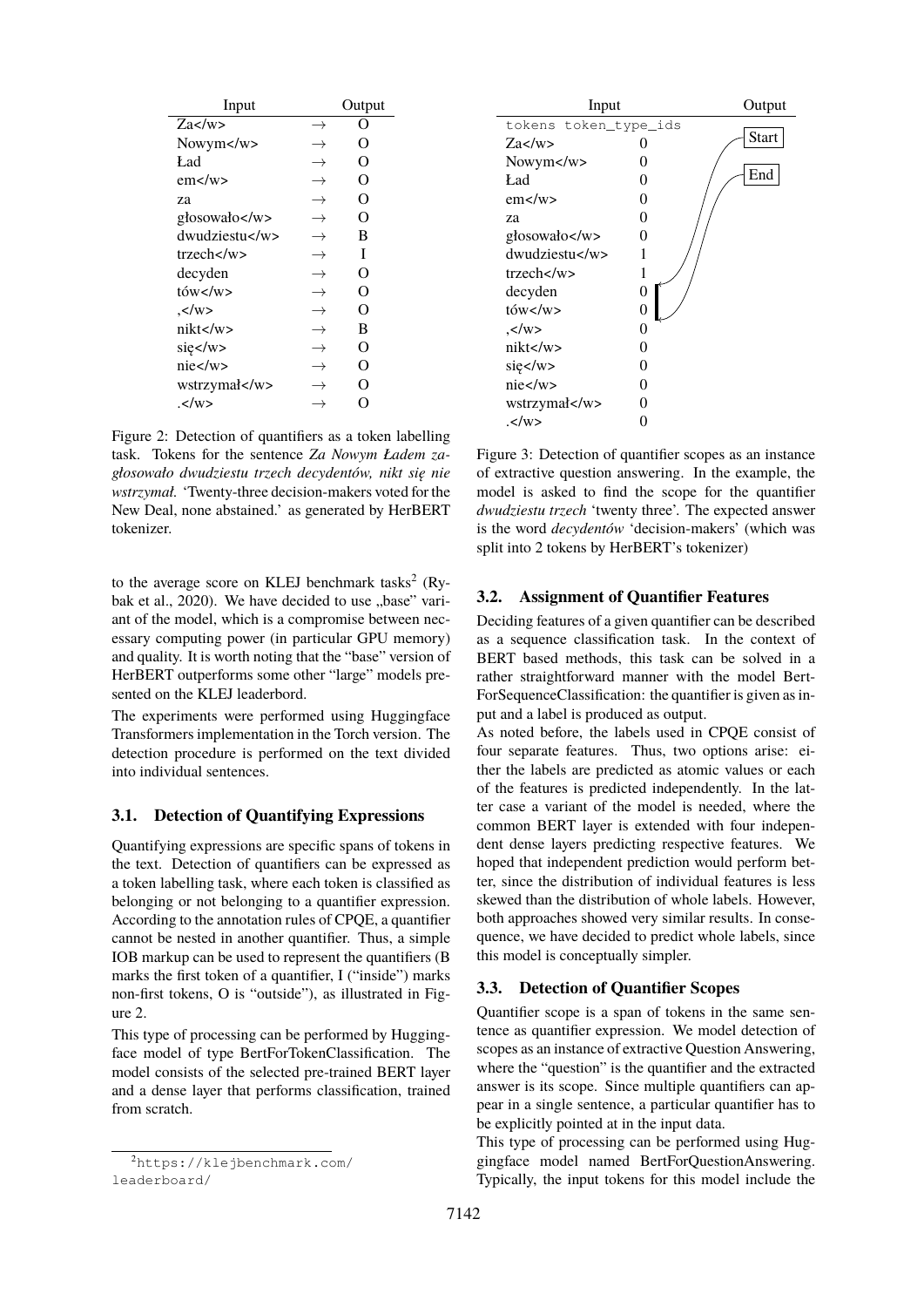| Input | | Output |
|---|---|---|
| Za</w> | → | O |
| Nowym</w> | → | O |
| Ład | → | O |
| em</w> | → | O |
| za | → | O |
| głosowało</w> | → | O |
| dwudziestu</w> | → | B |
| trzech</w> | → | I |
| decyden | → | O |
| tów</w> | → | O |
| ,</w> | → | O |
| nikt</w> | → | B |
| się</w> | → | O |
| nie</w> | → | O |
| wstrzymał</w> | → | O |
| .</w> | → | O |

Figure 2: Detection of quantifiers as a token labelling task. Tokens for the sentence *Za Nowym Ładem zagłosowało dwudziestu trzech decydentów, nikt się nie wstrzymał.* 'Twenty-three decision-makers voted for the New Deal, none abstained.' as generated by HerBERT tokenizer.

| Input: tokens | Input: token_type_ids | Output |
|---|---|---|
| Za</w> | 0 | |
| Nowym</w> | 0 | |
| Ład | 0 | |
| em</w> | 0 | |
| za | 0 | |
| głosowało</w> | 0 | |
| dwudziestu</w> | 1 | |
| trzech</w> | 1 | |
| decyden | 0 | Start |
| tów</w> | 0 | End |
| ,</w> | 0 | |
| nikt</w> | 0 | |
| się</w> | 0 | |
| nie</w> | 0 | |
| wstrzymał</w> | 0 | |
| .</w> | 0 | |

Figure 3: Detection of quantifier scopes as an instance of extractive question answering. In the example, the model is asked to find the scope for the quantifier *dwudziestu trzech* 'twenty three'. The expected answer is the word *decydentów* 'decision-makers' (which was split into 2 tokens by HerBERT's tokenizer)

to the average score on KLEJ benchmark tasks[2] (Rybak et al., 2020). We have decided to use „base" variant of the model, which is a compromise between necessary computing power (in particular GPU memory) and quality. It is worth noting that the "base" version of HerBERT outperforms some other "large" models presented on the KLEJ leaderbord.

The experiments were performed using Huggingface Transformers implementation in the Torch version. The detection procedure is performed on the text divided into individual sentences.

### 3.1. Detection of Quantifying Expressions

Quantifying expressions are specific spans of tokens in the text. Detection of quantifiers can be expressed as a token labelling task, where each token is classified as belonging or not belonging to a quantifier expression. According to the annotation rules of CPQE, a quantifier cannot be nested in another quantifier. Thus, a simple IOB markup can be used to represent the quantifiers (B marks the first token of a quantifier, I ("inside") marks non-first tokens, O is "outside"), as illustrated in Figure 2.

This type of processing can be performed by Huggingface model of type BertForTokenClassification. The model consists of the selected pre-trained BERT layer and a dense layer that performs classification, trained from scratch.

[2] https://klejbenchmark.com/leaderboard/

### 3.2. Assignment of Quantifier Features

Deciding features of a given quantifier can be described as a sequence classification task. In the context of BERT based methods, this task can be solved in a rather straightforward manner with the model BertForSequenceClassification: the quantifier is given as input and a label is produced as output.

As noted before, the labels used in CPQE consist of four separate features. Thus, two options arise: either the labels are predicted as atomic values or each of the features is predicted independently. In the latter case a variant of the model is needed, where the common BERT layer is extended with four independent dense layers predicting respective features. We hoped that independent prediction would perform better, since the distribution of individual features is less skewed than the distribution of whole labels. However, both approaches showed very similar results. In consequence, we have decided to predict whole labels, since this model is conceptually simpler.

### 3.3. Detection of Quantifier Scopes

Quantifier scope is a span of tokens in the same sentence as quantifier expression. We model detection of scopes as an instance of extractive Question Answering, where the "question" is the quantifier and the extracted answer is its scope. Since multiple quantifiers can appear in a single sentence, a particular quantifier has to be explicitly pointed at in the input data.

This type of processing can be performed using Huggingface model named BertForQuestionAnswering. Typically, the input tokens for this model include the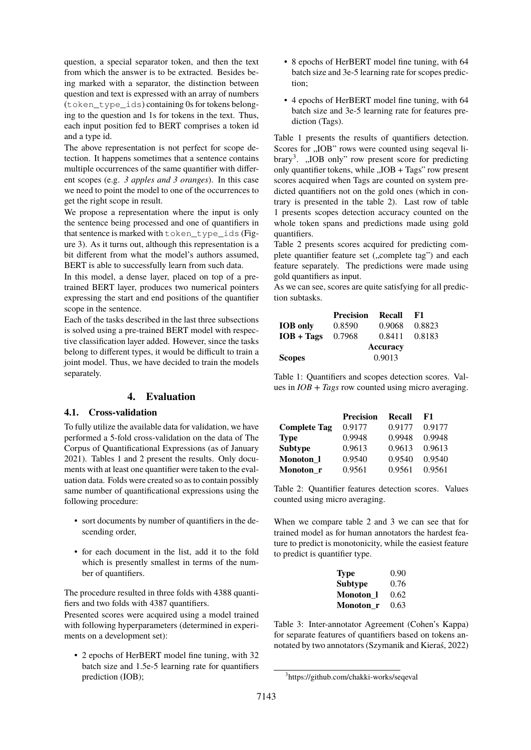question, a special separator token, and then the text from which the answer is to be extracted. Besides being marked with a separator, the distinction between question and text is expressed with an array of numbers (`token_type_ids`) containing 0s for tokens belonging to the question and 1s for tokens in the text. Thus, each input position fed to BERT comprises a token id and a type id.

The above representation is not perfect for scope detection. It happens sometimes that a sentence contains multiple occurrences of the same quantifier with different scopes (e.g. *3 apples and 3 oranges*). In this case we need to point the model to one of the occurrences to get the right scope in result.

We propose a representation where the input is only the sentence being processed and one of quantifiers in that sentence is marked with `token_type_ids` (Figure 3). As it turns out, although this representation is a bit different from what the model's authors assumed, BERT is able to successfully learn from such data.

In this model, a dense layer, placed on top of a pretrained BERT layer, produces two numerical pointers expressing the start and end positions of the quantifier scope in the sentence.

Each of the tasks described in the last three subsections is solved using a pre-trained BERT model with respective classification layer added. However, since the tasks belong to different types, it would be difficult to train a joint model. Thus, we have decided to train the models separately.

## 4. Evaluation

### 4.1. Cross-validation

To fully utilize the available data for validation, we have performed a 5-fold cross-validation on the data of The Corpus of Quantificational Expressions (as of January 2021). Tables 1 and 2 present the results. Only documents with at least one quantifier were taken to the evaluation data. Folds were created so as to contain possibly same number of quantificational expressions using the following procedure:

- sort documents by number of quantifiers in the descending order,
- for each document in the list, add it to the fold which is presently smallest in terms of the number of quantifiers.

The procedure resulted in three folds with 4388 quantifiers and two folds with 4387 quantifiers.

Presented scores were acquired using a model trained with following hyperparameters (determined in experiments on a development set):

- 2 epochs of HerBERT model fine tuning, with 32 batch size and 1.5e-5 learning rate for quantifiers prediction (IOB);
- 8 epochs of HerBERT model fine tuning, with 64 batch size and 3e-5 learning rate for scopes prediction;
- 4 epochs of HerBERT model fine tuning, with 64 batch size and 3e-5 learning rate for features prediction (Tags).

Table 1 presents the results of quantifiers detection. Scores for „IOB" rows were counted using seqeval library[3]. „IOB only" row present score for predicting only quantifier tokens, while „IOB + Tags" row present scores acquired when Tags are counted on system predicted quantifiers not on the gold ones (which in contrary is presented in the table 2). Last row of table 1 presents scopes detection accuracy counted on the whole token spans and predictions made using gold quantifiers.

Table 2 presents scores acquired for predicting complete quantifier feature set („complete tag") and each feature separately. The predictions were made using gold quantifiers as input.

As we can see, scores are quite satisfying for all prediction subtasks.

| | **Precision** | **Recall** | **F1** |
|---|---|---|---|
| **IOB only** | 0.8590 | 0.9068 | 0.8823 |
| **IOB + Tags** | 0.7968 | 0.8411 | 0.8183 |
| | | **Accuracy** | |
| **Scopes** | | 0.9013 | |

Table 1: Quantifiers and scopes detection scores. Values in *IOB + Tags* row counted using micro averaging.

| | **Precision** | **Recall** | **F1** |
|---|---|---|---|
| **Complete Tag** | 0.9177 | 0.9177 | 0.9177 |
| **Type** | 0.9948 | 0.9948 | 0.9948 |
| **Subtype** | 0.9613 | 0.9613 | 0.9613 |
| **Monoton_l** | 0.9540 | 0.9540 | 0.9540 |
| **Monoton_r** | 0.9561 | 0.9561 | 0.9561 |

Table 2: Quantifier features detection scores. Values counted using micro averaging.

When we compare table 2 and 3 we can see that for trained model as for human annotators the hardest feature to predict is monotonicity, while the easiest feature to predict is quantifier type.

| | |
|---|---|
| **Type** | 0.90 |
| **Subtype** | 0.76 |
| **Monoton_l** | 0.62 |
| **Monoton_r** | 0.63 |

Table 3: Inter-annotator Agreement (Cohen's Kappa) for separate features of quantifiers based on tokens annotated by two annotators (Szymanik and Kieraś, 2022)

[3] https://github.com/chakki-works/seqeval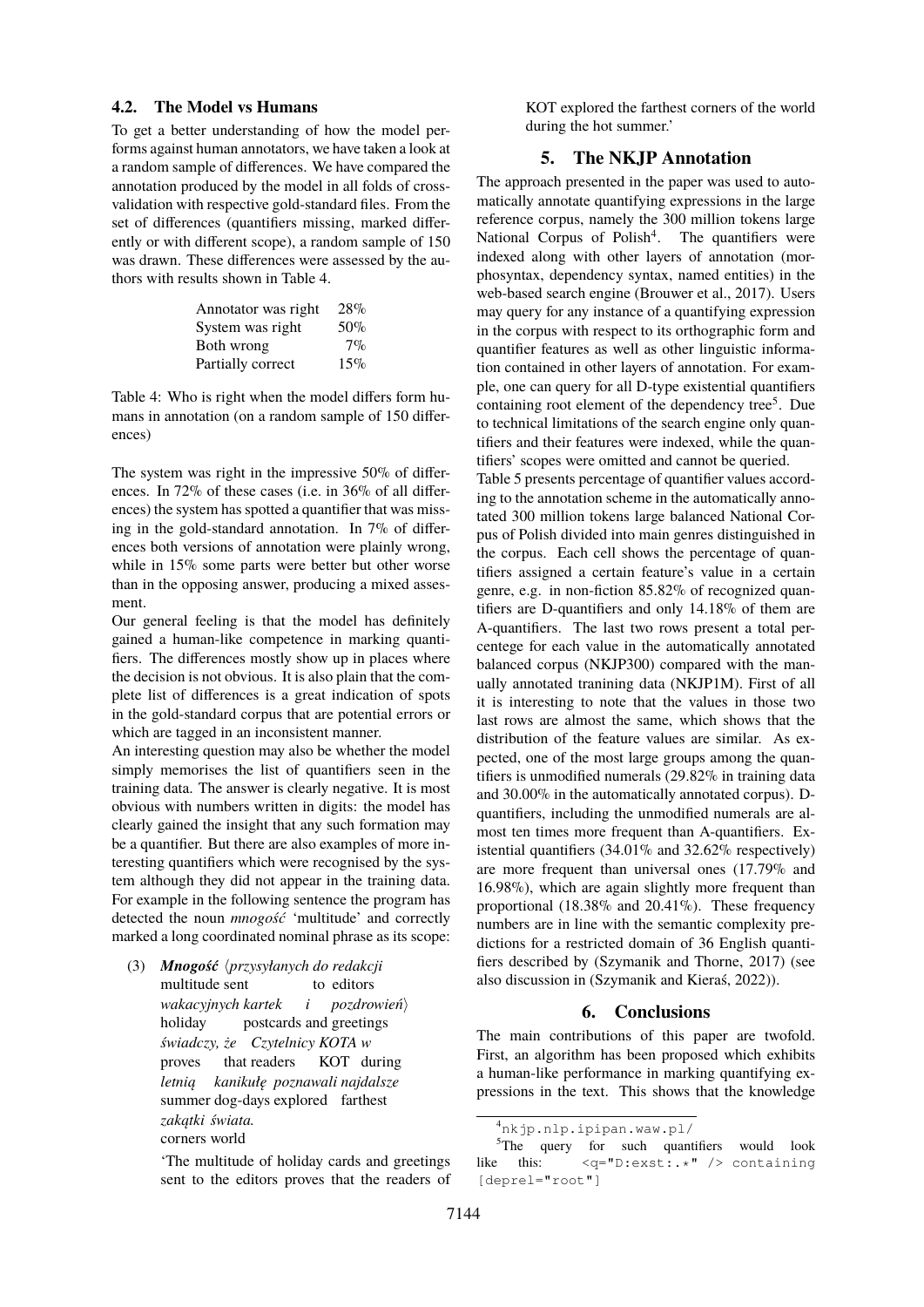### 4.2. The Model vs Humans

To get a better understanding of how the model performs against human annotators, we have taken a look at a random sample of differences. We have compared the annotation produced by the model in all folds of cross-validation with respective gold-standard files. From the set of differences (quantifiers missing, marked differently or with different scope), a random sample of 150 was drawn. These differences were assessed by the authors with results shown in Table 4.

| | |
|---|---|
| Annotator was right | 28% |
| System was right | 50% |
| Both wrong | 7% |
| Partially correct | 15% |

Table 4: Who is right when the model differs form humans in annotation (on a random sample of 150 differences)

The system was right in the impressive 50% of differences. In 72% of these cases (i.e. in 36% of all differences) the system has spotted a quantifier that was missing in the gold-standard annotation. In 7% of differences both versions of annotation were plainly wrong, while in 15% some parts were better but other worse than in the opposing answer, producing a mixed assesment.

Our general feeling is that the model has definitely gained a human-like competence in marking quantifiers. The differences mostly show up in places where the decision is not obvious. It is also plain that the complete list of differences is a great indication of spots in the gold-standard corpus that are potential errors or which are tagged in an inconsistent manner.

An interesting question may also be whether the model simply memorises the list of quantifiers seen in the training data. The answer is clearly negative. It is most obvious with numbers written in digits: the model has clearly gained the insight that any such formation may be a quantifier. But there are also examples of more interesting quantifiers which were recognised by the system although they did not appear in the training data. For example in the following sentence the program has detected the noun *mnogość* 'multitude' and correctly marked a long coordinated nominal phrase as its scope:

(3) ***Mnogość*** ⟨*przysyłanych do redakcji*
multitude sent to editors
*wakacyjnych kartek i pozdrowień*⟩
holiday postcards and greetings
*świadczy, że Czytelnicy KOTA w*
proves that readers KOT during
*letnią kanikułę poznawali najdalsze*
summer dog-days explored farthest
*zakątki świata.*
corners world

'The multitude of holiday cards and greetings sent to the editors proves that the readers of KOT explored the farthest corners of the world during the hot summer.'

## 5. The NKJP Annotation

The approach presented in the paper was used to automatically annotate quantifying expressions in the large reference corpus, namely the 300 million tokens large National Corpus of Polish[4]. The quantifiers were indexed along with other layers of annotation (morphosyntax, dependency syntax, named entities) in the web-based search engine (Brouwer et al., 2017). Users may query for any instance of a quantifying expression in the corpus with respect to its orthographic form and quantifier features as well as other linguistic information contained in other layers of annotation. For example, one can query for all D-type existential quantifiers containing root element of the dependency tree[5]. Due to technical limitations of the search engine only quantifiers and their features were indexed, while the quantifiers' scopes were omitted and cannot be queried.

Table 5 presents percentage of quantifier values according to the annotation scheme in the automatically annotated 300 million tokens large balanced National Corpus of Polish divided into main genres distinguished in the corpus. Each cell shows the percentage of quantifiers assigned a certain feature's value in a certain genre, e.g. in non-fiction 85.82% of recognized quantifiers are D-quantifiers and only 14.18% of them are A-quantifiers. The last two rows present a total percentege for each value in the automatically annotated balanced corpus (NKJP300) compared with the manually annotated tranining data (NKJP1M). First of all it is interesting to note that the values in those two last rows are almost the same, which shows that the distribution of the feature values are similar. As expected, one of the most large groups among the quantifiers is unmodified numerals (29.82% in training data and 30.00% in the automatically annotated corpus). D-quantifiers, including the unmodified numerals are almost ten times more frequent than A-quantifiers. Existential quantifiers (34.01% and 32.62% respectively) are more frequent than universal ones (17.79% and 16.98%), which are again slightly more frequent than proportional (18.38% and 20.41%). These frequency numbers are in line with the semantic complexity predictions for a restricted domain of 36 English quantifiers described by (Szymanik and Thorne, 2017) (see also discussion in (Szymanik and Kieraś, 2022)).

## 6. Conclusions

The main contributions of this paper are twofold. First, an algorithm has been proposed which exhibits a human-like performance in marking quantifying expressions in the text. This shows that the knowledge

[4] nkjp.nlp.ipipan.waw.pl/

[5] The query for such quantifiers would look like this: `<q="D:exst:.*" /> containing [deprel="root"]`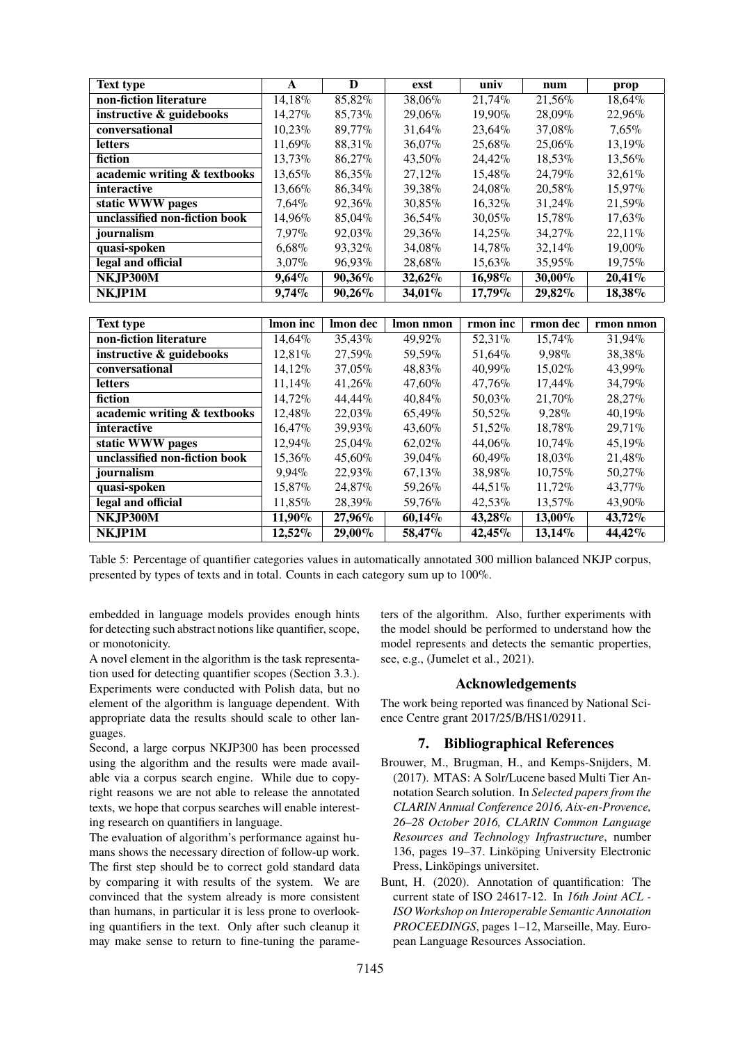| Text type | A | D | exst | univ | num | prop |
|---|---|---|---|---|---|---|
| **non-fiction literature** | 14,18% | 85,82% | 38,06% | 21,74% | 21,56% | 18,64% |
| **instructive & guidebooks** | 14,27% | 85,73% | 29,06% | 19,90% | 28,09% | 22,96% |
| **conversational** | 10,23% | 89,77% | 31,64% | 23,64% | 37,08% | 7,65% |
| **letters** | 11,69% | 88,31% | 36,07% | 25,68% | 25,06% | 13,19% |
| **fiction** | 13,73% | 86,27% | 43,50% | 24,42% | 18,53% | 13,56% |
| **academic writing & textbooks** | 13,65% | 86,35% | 27,12% | 15,48% | 24,79% | 32,61% |
| **interactive** | 13,66% | 86,34% | 39,38% | 24,08% | 20,58% | 15,97% |
| **static WWW pages** | 7,64% | 92,36% | 30,85% | 16,32% | 31,24% | 21,59% |
| **unclassified non-fiction book** | 14,96% | 85,04% | 36,54% | 30,05% | 15,78% | 17,63% |
| **journalism** | 7,97% | 92,03% | 29,36% | 14,25% | 34,27% | 22,11% |
| **quasi-spoken** | 6,68% | 93,32% | 34,08% | 14,78% | 32,14% | 19,00% |
| **legal and official** | 3,07% | 96,93% | 28,68% | 15,63% | 35,95% | 19,75% |
| **NKJP300M** | **9,64%** | **90,36%** | **32,62%** | **16,98%** | **30,00%** | **20,41%** |
| **NKJP1M** | **9,74%** | **90,26%** | **34,01%** | **17,79%** | **29,82%** | **18,38%** |

| Text type | lmon inc | lmon dec | lmon nmon | rmon inc | rmon dec | rmon nmon |
|---|---|---|---|---|---|---|
| **non-fiction literature** | 14,64% | 35,43% | 49,92% | 52,31% | 15,74% | 31,94% |
| **instructive & guidebooks** | 12,81% | 27,59% | 59,59% | 51,64% | 9,98% | 38,38% |
| **conversational** | 14,12% | 37,05% | 48,83% | 40,99% | 15,02% | 43,99% |
| **letters** | 11,14% | 41,26% | 47,60% | 47,76% | 17,44% | 34,79% |
| **fiction** | 14,72% | 44,44% | 40,84% | 50,03% | 21,70% | 28,27% |
| **academic writing & textbooks** | 12,48% | 22,03% | 65,49% | 50,52% | 9,28% | 40,19% |
| **interactive** | 16,47% | 39,93% | 43,60% | 51,52% | 18,78% | 29,71% |
| **static WWW pages** | 12,94% | 25,04% | 62,02% | 44,06% | 10,74% | 45,19% |
| **unclassified non-fiction book** | 15,36% | 45,60% | 39,04% | 60,49% | 18,03% | 21,48% |
| **journalism** | 9,94% | 22,93% | 67,13% | 38,98% | 10,75% | 50,27% |
| **quasi-spoken** | 15,87% | 24,87% | 59,26% | 44,51% | 11,72% | 43,77% |
| **legal and official** | 11,85% | 28,39% | 59,76% | 42,53% | 13,57% | 43,90% |
| **NKJP300M** | **11,90%** | **27,96%** | **60,14%** | **43,28%** | **13,00%** | **43,72%** |
| **NKJP1M** | **12,52%** | **29,00%** | **58,47%** | **42,45%** | **13,14%** | **44,42%** |

Table 5: Percentage of quantifier categories values in automatically annotated 300 million balanced NKJP corpus, presented by types of texts and in total. Counts in each category sum up to 100%.

embedded in language models provides enough hints for detecting such abstract notions like quantifier, scope, or monotonicity.

A novel element in the algorithm is the task representation used for detecting quantifier scopes (Section 3.3.). Experiments were conducted with Polish data, but no element of the algorithm is language dependent. With appropriate data the results should scale to other languages.

Second, a large corpus NKJP300 has been processed using the algorithm and the results were made available via a corpus search engine. While due to copyright reasons we are not able to release the annotated texts, we hope that corpus searches will enable interesting research on quantifiers in language.

The evaluation of algorithm's performance against humans shows the necessary direction of follow-up work. The first step should be to correct gold standard data by comparing it with results of the system. We are convinced that the system already is more consistent than humans, in particular it is less prone to overlooking quantifiers in the text. Only after such cleanup it may make sense to return to fine-tuning the parameters of the algorithm. Also, further experiments with the model should be performed to understand how the model represents and detects the semantic properties, see, e.g., (Jumelet et al., 2021).

## Acknowledgements

The work being reported was financed by National Science Centre grant 2017/25/B/HS1/02911.

## 7. Bibliographical References

Brouwer, M., Brugman, H., and Kemps-Snijders, M. (2017). MTAS: A Solr/Lucene based Multi Tier Annotation Search solution. In *Selected papers from the CLARIN Annual Conference 2016, Aix-en-Provence, 26–28 October 2016, CLARIN Common Language Resources and Technology Infrastructure*, number 136, pages 19–37. Linköping University Electronic Press, Linköpings universitet.

Bunt, H. (2020). Annotation of quantification: The current state of ISO 24617-12. In *16th Joint ACL - ISO Workshop on Interoperable Semantic Annotation PROCEEDINGS*, pages 1–12, Marseille, May. European Language Resources Association.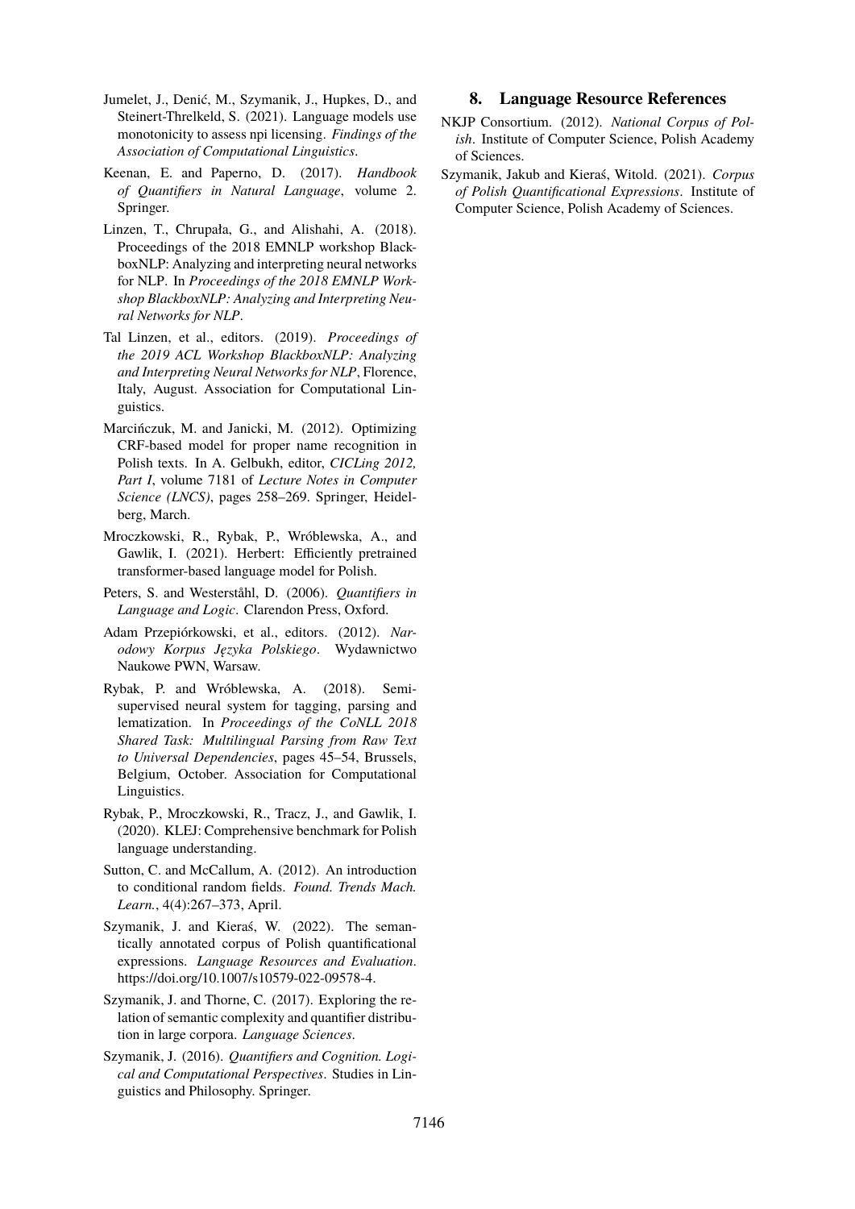Jumelet, J., Denić, M., Szymanik, J., Hupkes, D., and Steinert-Threlkeld, S. (2021). Language models use monotonicity to assess npi licensing. *Findings of the Association of Computational Linguistics*.

Keenan, E. and Paperno, D. (2017). *Handbook of Quantifiers in Natural Language*, volume 2. Springer.

Linzen, T., Chrupała, G., and Alishahi, A. (2018). Proceedings of the 2018 EMNLP workshop BlackboxNLP: Analyzing and interpreting neural networks for NLP. In *Proceedings of the 2018 EMNLP Workshop BlackboxNLP: Analyzing and Interpreting Neural Networks for NLP*.

Tal Linzen, et al., editors. (2019). *Proceedings of the 2019 ACL Workshop BlackboxNLP: Analyzing and Interpreting Neural Networks for NLP*, Florence, Italy, August. Association for Computational Linguistics.

Marcińczuk, M. and Janicki, M. (2012). Optimizing CRF-based model for proper name recognition in Polish texts. In A. Gelbukh, editor, *CICLing 2012, Part I*, volume 7181 of *Lecture Notes in Computer Science (LNCS)*, pages 258–269. Springer, Heidelberg, March.

Mroczkowski, R., Rybak, P., Wróblewska, A., and Gawlik, I. (2021). Herbert: Efficiently pretrained transformer-based language model for Polish.

Peters, S. and Westerståhl, D. (2006). *Quantifiers in Language and Logic*. Clarendon Press, Oxford.

Adam Przepiórkowski, et al., editors. (2012). *Narodowy Korpus Języka Polskiego*. Wydawnictwo Naukowe PWN, Warsaw.

Rybak, P. and Wróblewska, A. (2018). Semi-supervised neural system for tagging, parsing and lematization. In *Proceedings of the CoNLL 2018 Shared Task: Multilingual Parsing from Raw Text to Universal Dependencies*, pages 45–54, Brussels, Belgium, October. Association for Computational Linguistics.

Rybak, P., Mroczkowski, R., Tracz, J., and Gawlik, I. (2020). KLEJ: Comprehensive benchmark for Polish language understanding.

Sutton, C. and McCallum, A. (2012). An introduction to conditional random fields. *Found. Trends Mach. Learn.*, 4(4):267–373, April.

Szymanik, J. and Kieraś, W. (2022). The semantically annotated corpus of Polish quantificational expressions. *Language Resources and Evaluation*. https://doi.org/10.1007/s10579-022-09578-4.

Szymanik, J. and Thorne, C. (2017). Exploring the relation of semantic complexity and quantifier distribution in large corpora. *Language Sciences*.

Szymanik, J. (2016). *Quantifiers and Cognition. Logical and Computational Perspectives*. Studies in Linguistics and Philosophy. Springer.

## 8. Language Resource References

NKJP Consortium. (2012). *National Corpus of Polish*. Institute of Computer Science, Polish Academy of Sciences.

Szymanik, Jakub and Kieraś, Witold. (2021). *Corpus of Polish Quantificational Expressions*. Institute of Computer Science, Polish Academy of Sciences.